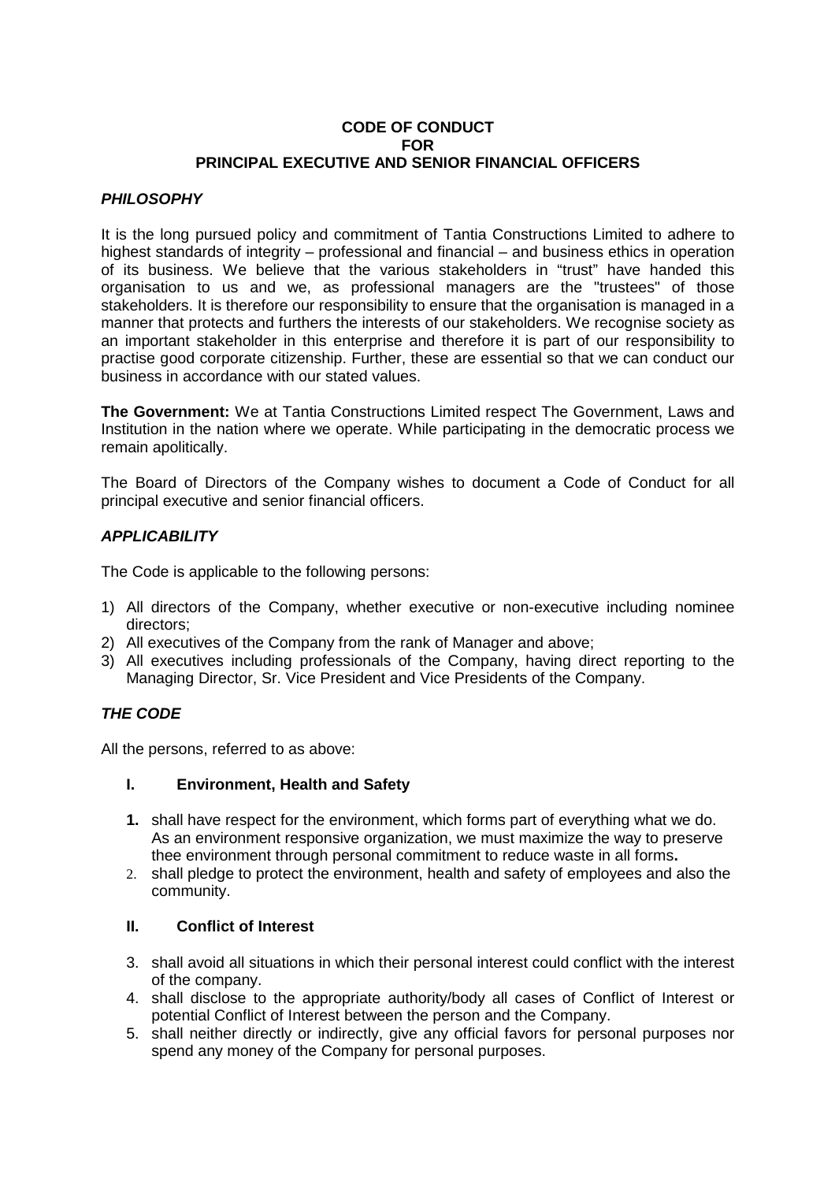# CODE OF CONDUCT
# FOR
# PRINCIPAL EXECUTIVE AND SENIOR FINANCIAL OFFICERS

### ***PHILOSOPHY***

It is the long pursued policy and commitment of Tantia Constructions Limited to adhere to highest standards of integrity – professional and financial – and business ethics in operation of its business. We believe that the various stakeholders in "trust" have handed this organisation to us and we, as professional managers are the "trustees" of those stakeholders. It is therefore our responsibility to ensure that the organisation is managed in a manner that protects and furthers the interests of our stakeholders. We recognise society as an important stakeholder in this enterprise and therefore it is part of our responsibility to practise good corporate citizenship. Further, these are essential so that we can conduct our business in accordance with our stated values.

**The Government:** We at Tantia Constructions Limited respect The Government, Laws and Institution in the nation where we operate. While participating in the democratic process we remain apolitically.

The Board of Directors of the Company wishes to document a Code of Conduct for all principal executive and senior financial officers.

### ***APPLICABILITY***

The Code is applicable to the following persons:

1) All directors of the Company, whether executive or non-executive including nominee directors;
2) All executives of the Company from the rank of Manager and above;
3) All executives including professionals of the Company, having direct reporting to the Managing Director, Sr. Vice President and Vice Presidents of the Company.

### ***THE CODE***

All the persons, referred to as above:

#### I. Environment, Health and Safety

1. shall have respect for the environment, which forms part of everything what we do. As an environment responsive organization, we must maximize the way to preserve thee environment through personal commitment to reduce waste in all forms**.**
2. shall pledge to protect the environment, health and safety of employees and also the community.

#### II. Conflict of Interest

3. shall avoid all situations in which their personal interest could conflict with the interest of the company.
4. shall disclose to the appropriate authority/body all cases of Conflict of Interest or potential Conflict of Interest between the person and the Company.
5. shall neither directly or indirectly, give any official favors for personal purposes nor spend any money of the Company for personal purposes.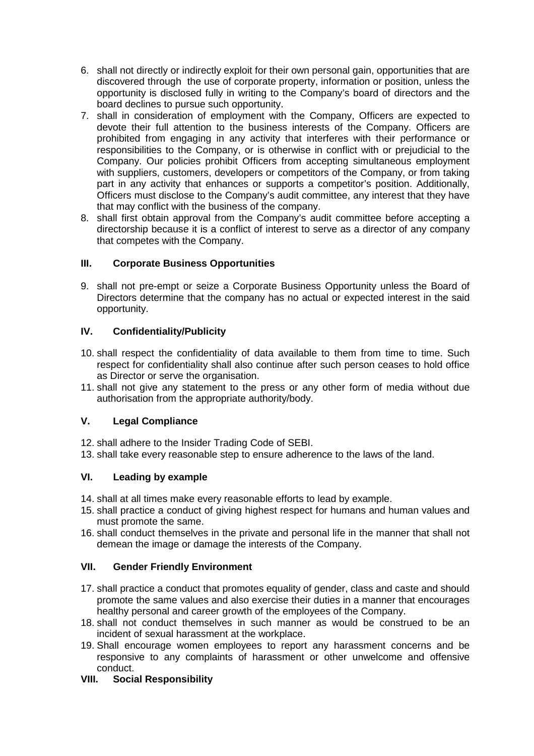6. shall not directly or indirectly exploit for their own personal gain, opportunities that are discovered through the use of corporate property, information or position, unless the opportunity is disclosed fully in writing to the Company's board of directors and the board declines to pursue such opportunity.
7. shall in consideration of employment with the Company, Officers are expected to devote their full attention to the business interests of the Company. Officers are prohibited from engaging in any activity that interferes with their performance or responsibilities to the Company, or is otherwise in conflict with or prejudicial to the Company. Our policies prohibit Officers from accepting simultaneous employment with suppliers, customers, developers or competitors of the Company, or from taking part in any activity that enhances or supports a competitor's position. Additionally, Officers must disclose to the Company's audit committee, any interest that they have that may conflict with the business of the company.
8. shall first obtain approval from the Company's audit committee before accepting a directorship because it is a conflict of interest to serve as a director of any company that competes with the Company.

### III. Corporate Business Opportunities

9. shall not pre-empt or seize a Corporate Business Opportunity unless the Board of Directors determine that the company has no actual or expected interest in the said opportunity.

### IV. Confidentiality/Publicity

10. shall respect the confidentiality of data available to them from time to time. Such respect for confidentiality shall also continue after such person ceases to hold office as Director or serve the organisation.
11. shall not give any statement to the press or any other form of media without due authorisation from the appropriate authority/body.

### V. Legal Compliance

12. shall adhere to the Insider Trading Code of SEBI.
13. shall take every reasonable step to ensure adherence to the laws of the land.

### VI. Leading by example

14. shall at all times make every reasonable efforts to lead by example.
15. shall practice a conduct of giving highest respect for humans and human values and must promote the same.
16. shall conduct themselves in the private and personal life in the manner that shall not demean the image or damage the interests of the Company.

### VII. Gender Friendly Environment

17. shall practice a conduct that promotes equality of gender, class and caste and should promote the same values and also exercise their duties in a manner that encourages healthy personal and career growth of the employees of the Company.
18. shall not conduct themselves in such manner as would be construed to be an incident of sexual harassment at the workplace.
19. Shall encourage women employees to report any harassment concerns and be responsive to any complaints of harassment or other unwelcome and offensive conduct.

### VIII. Social Responsibility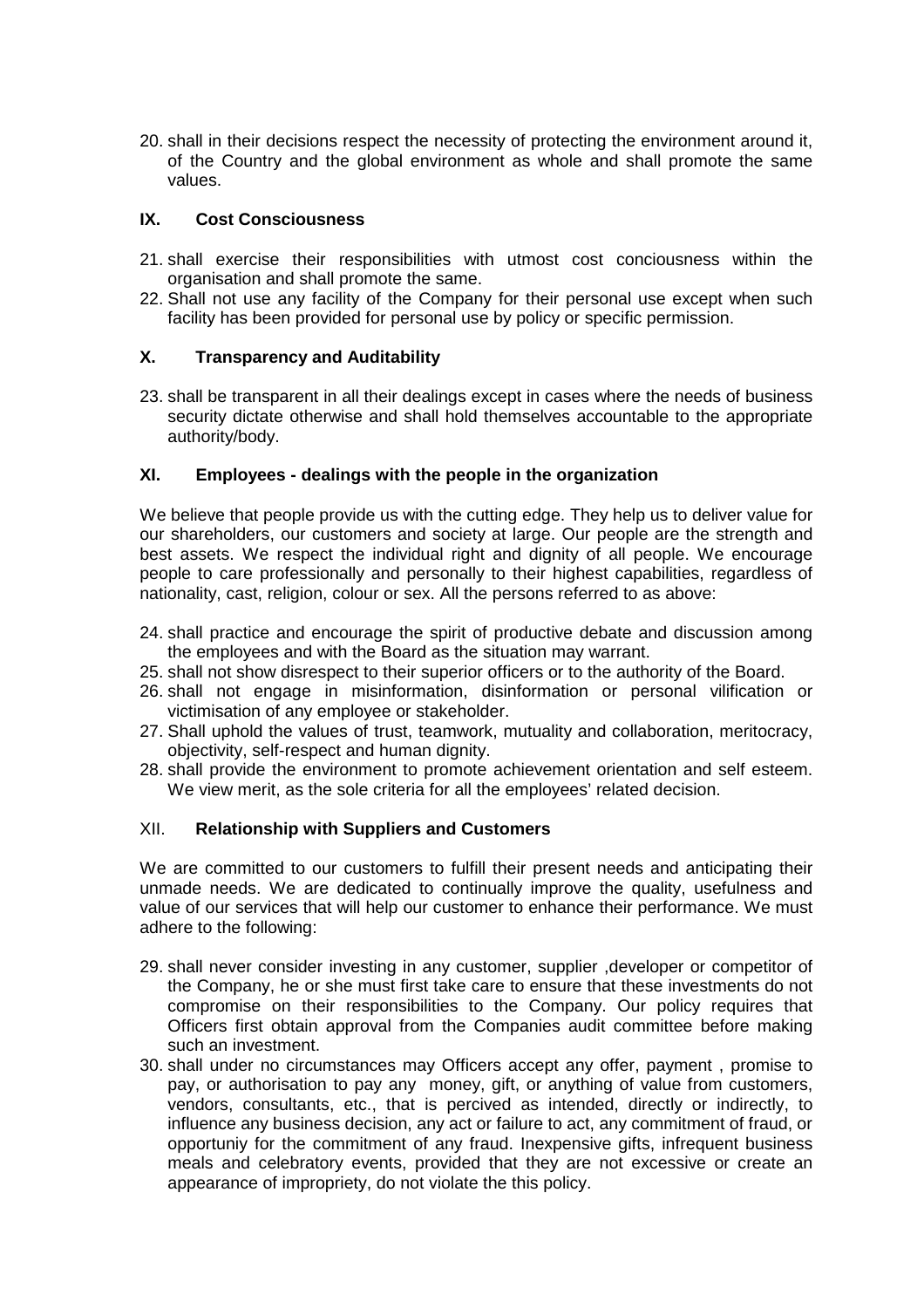20. shall in their decisions respect the necessity of protecting the environment around it, of the Country and the global environment as whole and shall promote the same values.

## IX. Cost Consciousness

21. shall exercise their responsibilities with utmost cost conciousness within the organisation and shall promote the same.
22. Shall not use any facility of the Company for their personal use except when such facility has been provided for personal use by policy or specific permission.

## X. Transparency and Auditability

23. shall be transparent in all their dealings except in cases where the needs of business security dictate otherwise and shall hold themselves accountable to the appropriate authority/body.

## XI. Employees - dealings with the people in the organization

We believe that people provide us with the cutting edge. They help us to deliver value for our shareholders, our customers and society at large. Our people are the strength and best assets. We respect the individual right and dignity of all people. We encourage people to care professionally and personally to their highest capabilities, regardless of nationality, cast, religion, colour or sex. All the persons referred to as above:

24. shall practice and encourage the spirit of productive debate and discussion among the employees and with the Board as the situation may warrant.
25. shall not show disrespect to their superior officers or to the authority of the Board.
26. shall not engage in misinformation, disinformation or personal vilification or victimisation of any employee or stakeholder.
27. Shall uphold the values of trust, teamwork, mutuality and collaboration, meritocracy, objectivity, self-respect and human dignity.
28. shall provide the environment to promote achievement orientation and self esteem. We view merit, as the sole criteria for all the employees' related decision.

## XII. Relationship with Suppliers and Customers

We are committed to our customers to fulfill their present needs and anticipating their unmade needs. We are dedicated to continually improve the quality, usefulness and value of our services that will help our customer to enhance their performance. We must adhere to the following:

29. shall never consider investing in any customer, supplier ,developer or competitor of the Company, he or she must first take care to ensure that these investments do not compromise on their responsibilities to the Company. Our policy requires that Officers first obtain approval from the Companies audit committee before making such an investment.
30. shall under no circumstances may Officers accept any offer, payment , promise to pay, or authorisation to pay any money, gift, or anything of value from customers, vendors, consultants, etc., that is percived as intended, directly or indirectly, to influence any business decision, any act or failure to act, any commitment of fraud, or opportuniy for the commitment of any fraud. Inexpensive gifts, infrequent business meals and celebratory events, provided that they are not excessive or create an appearance of impropriety, do not violate the this policy.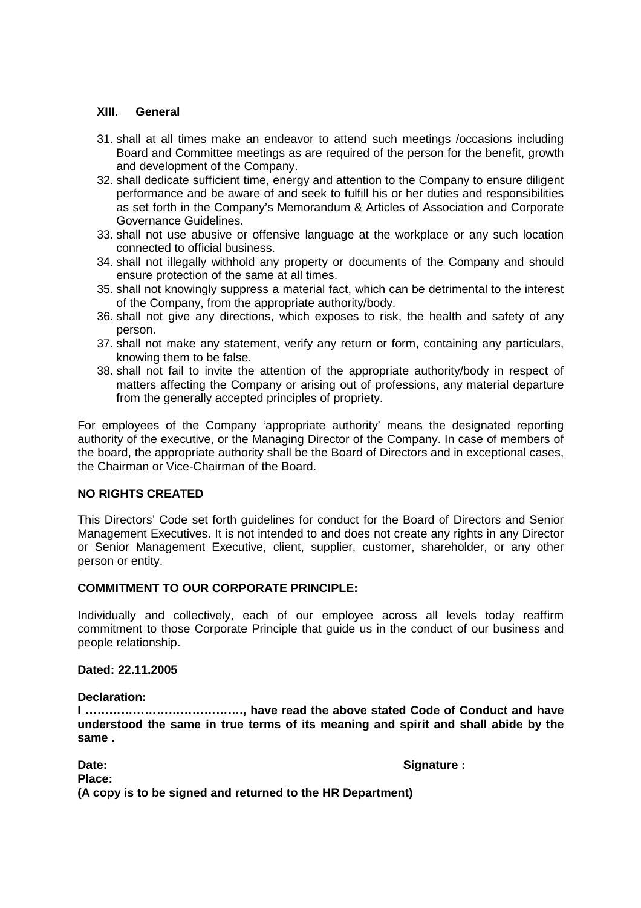### XIII. General

31. shall at all times make an endeavor to attend such meetings /occasions including Board and Committee meetings as are required of the person for the benefit, growth and development of the Company.
32. shall dedicate sufficient time, energy and attention to the Company to ensure diligent performance and be aware of and seek to fulfill his or her duties and responsibilities as set forth in the Company's Memorandum & Articles of Association and Corporate Governance Guidelines.
33. shall not use abusive or offensive language at the workplace or any such location connected to official business.
34. shall not illegally withhold any property or documents of the Company and should ensure protection of the same at all times.
35. shall not knowingly suppress a material fact, which can be detrimental to the interest of the Company, from the appropriate authority/body.
36. shall not give any directions, which exposes to risk, the health and safety of any person.
37. shall not make any statement, verify any return or form, containing any particulars, knowing them to be false.
38. shall not fail to invite the attention of the appropriate authority/body in respect of matters affecting the Company or arising out of professions, any material departure from the generally accepted principles of propriety.

For employees of the Company 'appropriate authority' means the designated reporting authority of the executive, or the Managing Director of the Company. In case of members of the board, the appropriate authority shall be the Board of Directors and in exceptional cases, the Chairman or Vice-Chairman of the Board.

**NO RIGHTS CREATED**

This Directors' Code set forth guidelines for conduct for the Board of Directors and Senior Management Executives. It is not intended to and does not create any rights in any Director or Senior Management Executive, client, supplier, customer, shareholder, or any other person or entity.

**COMMITMENT TO OUR CORPORATE PRINCIPLE:**

Individually and collectively, each of our employee across all levels today reaffirm commitment to those Corporate Principle that guide us in the conduct of our business and people relationship**.**

**Dated: 22.11.2005**

**Declaration:**
**I ………………………………….., have read the above stated Code of Conduct and have understood the same in true terms of its meaning and spirit and shall abide by the same .**

**Date:** **Signature :**
**Place:**
**(A copy is to be signed and returned to the HR Department)**